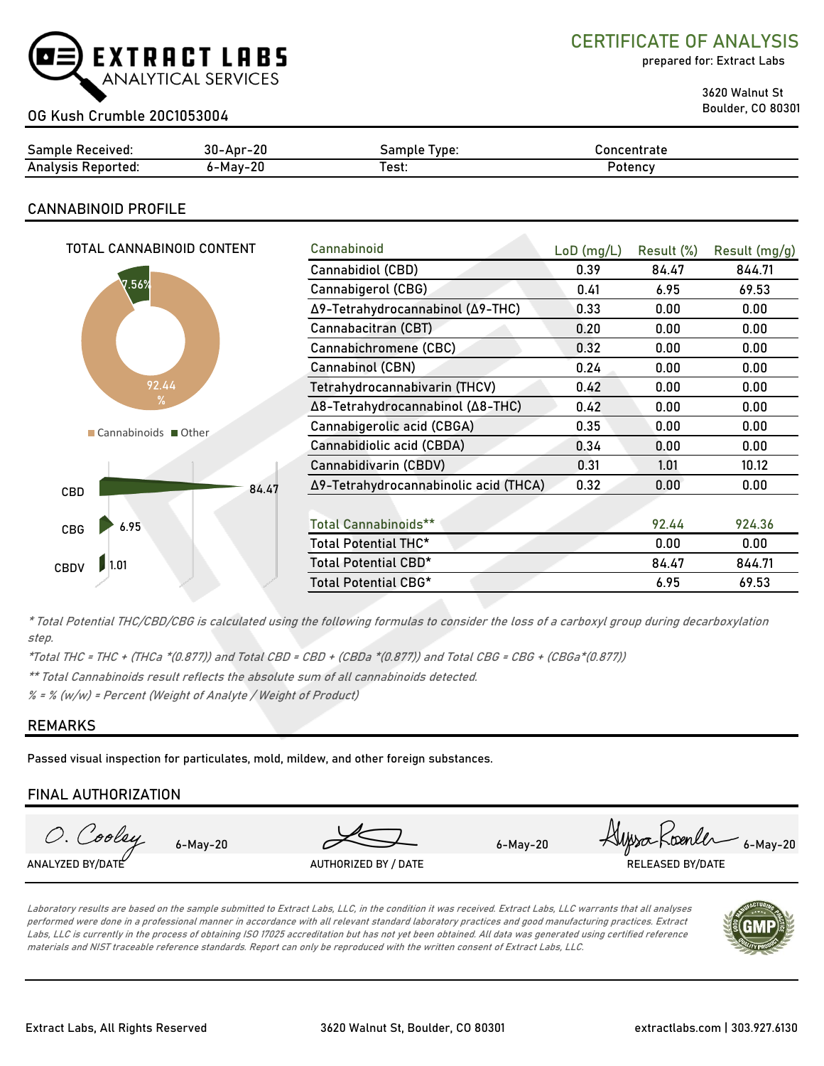# EXTRACT LABS ANALYTICAL SERVICES

## CERTIFICATE OF ANALYSIS

prepared for: Extract Labs

3620 Walnut St
Boulder, CO 80301

OG Kush Crumble 20C1053004

| Sample Received: | 30-Apr-20 | Sample Type: | Concentrate |
|---|---|---|---|
| Analysis Reported: | 6-May-20 | Test: | Potency |

## CANNABINOID PROFILE

TOTAL CANNABINOID CONTENT

7.56%

92.44 %

Cannabinoids ■ Other

CBD 84.47

CBG 6.95

CBDV 1.01

| Cannabinoid | LoD (mg/L) | Result (%) | Result (mg/g) |
|---|---|---|---|
| Cannabidiol (CBD) | 0.39 | 84.47 | 844.71 |
| Cannabigerol (CBG) | 0.41 | 6.95 | 69.53 |
| Δ9-Tetrahydrocannabinol (Δ9-THC) | 0.33 | 0.00 | 0.00 |
| Cannabacitran (CBT) | 0.20 | 0.00 | 0.00 |
| Cannabichromene (CBC) | 0.32 | 0.00 | 0.00 |
| Cannabinol (CBN) | 0.24 | 0.00 | 0.00 |
| Tetrahydrocannabivarin (THCV) | 0.42 | 0.00 | 0.00 |
| Δ8-Tetrahydrocannabinol (Δ8-THC) | 0.42 | 0.00 | 0.00 |
| Cannabigerolic acid (CBGA) | 0.35 | 0.00 | 0.00 |
| Cannabidiolic acid (CBDA) | 0.34 | 0.00 | 0.00 |
| Cannabidivarin (CBDV) | 0.31 | 1.01 | 10.12 |
| Δ9-Tetrahydrocannabinolic acid (THCA) | 0.32 | 0.00 | 0.00 |
| | | | |
| Total Cannabinoids** | | 92.44 | 924.36 |
| Total Potential THC* | | 0.00 | 0.00 |
| Total Potential CBD* | | 84.47 | 844.71 |
| Total Potential CBG* | | 6.95 | 69.53 |

*\* Total Potential THC/CBD/CBG is calculated using the following formulas to consider the loss of a carboxyl group during decarboxylation step.*

*\*Total THC = THC + (THCa \*(0.877)) and Total CBD = CBD + (CBDa \*(0.877)) and Total CBG = CBG + (CBGa\*(0.877))*

*\*\* Total Cannabinoids result reflects the absolute sum of all cannabinoids detected.*

*% = % (w/w) = Percent (Weight of Analyte / Weight of Product)*

## REMARKS

Passed visual inspection for particulates, mold, mildew, and other foreign substances.

## FINAL AUTHORIZATION

| O. Cooley 6-May-20 | 6-May-20 | Alyssa Roenler 6-May-20 |
|---|---|---|
| ANALYZED BY/DATE | AUTHORIZED BY / DATE | RELEASED BY/DATE |

*Laboratory results are based on the sample submitted to Extract Labs, LLC, in the condition it was received. Extract Labs, LLC warrants that all analyses performed were done in a professional manner in accordance with all relevant standard laboratory practices and good manufacturing practices. Extract Labs, LLC is currently in the process of obtaining ISO 17025 accreditation but has not yet been obtained. All data was generated using certified reference materials and NIST traceable reference standards. Report can only be reproduced with the written consent of Extract Labs, LLC.*

Extract Labs, All Rights Reserved | 3620 Walnut St, Boulder, CO 80301 | extractlabs.com | 303.927.6130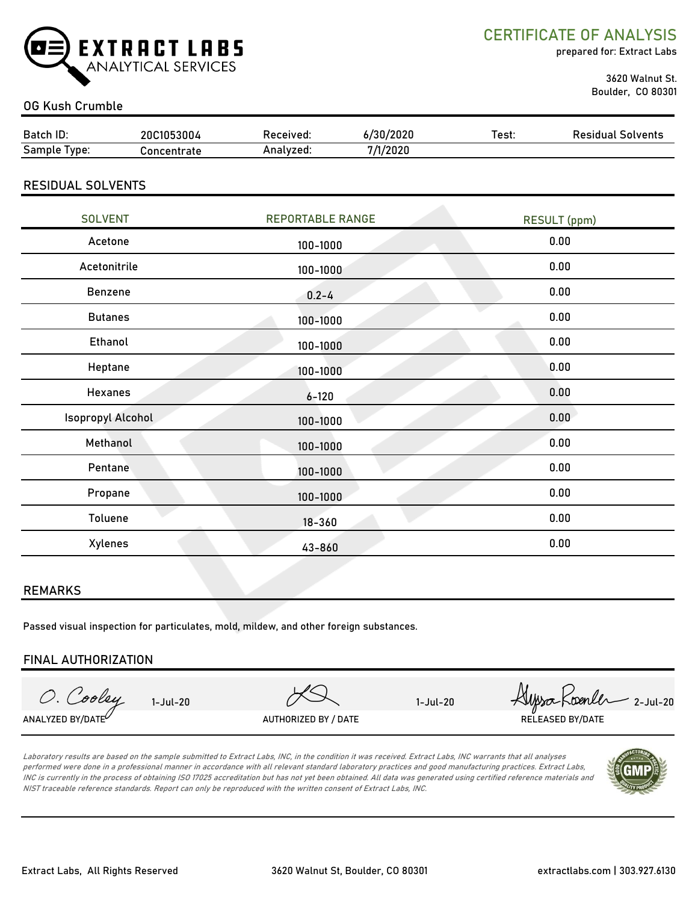EXTRACT LABS
ANALYTICAL SERVICES

## CERTIFICATE OF ANALYSIS

prepared for: Extract Labs

3620 Walnut St.
Boulder, CO 80301

OG Kush Crumble

| Batch ID: | 20C1053004 | Received: | 6/30/2020 | Test: | Residual Solvents |
|---|---|---|---|---|---|
| Sample Type: | Concentrate | Analyzed: | 7/1/2020 | | |

## RESIDUAL SOLVENTS

| SOLVENT | REPORTABLE RANGE | RESULT (ppm) |
|---|---|---|
| Acetone | 100-1000 | 0.00 |
| Acetonitrile | 100-1000 | 0.00 |
| Benzene | 0.2-4 | 0.00 |
| Butanes | 100-1000 | 0.00 |
| Ethanol | 100-1000 | 0.00 |
| Heptane | 100-1000 | 0.00 |
| Hexanes | 6-120 | 0.00 |
| Isopropyl Alcohol | 100-1000 | 0.00 |
| Methanol | 100-1000 | 0.00 |
| Pentane | 100-1000 | 0.00 |
| Propane | 100-1000 | 0.00 |
| Toluene | 18-360 | 0.00 |
| Xylenes | 43-860 | 0.00 |

## REMARKS

Passed visual inspection for particulates, mold, mildew, and other foreign substances.

## FINAL AUTHORIZATION

| O. Cooley 1-Jul-20 | 1-Jul-20 | Alyssa Roenler 2-Jul-20 |
|---|---|---|
| ANALYZED BY/DATE | AUTHORIZED BY / DATE | RELEASED BY/DATE |

*Laboratory results are based on the sample submitted to Extract Labs, INC, in the condition it was received. Extract Labs, INC warrants that all analyses performed were done in a professional manner in accordance with all relevant standard laboratory practices and good manufacturing practices. Extract Labs, INC is currently in the process of obtaining ISO 17025 accreditation but has not yet been obtained. All data was generated using certified reference materials and NIST traceable reference standards. Report can only be reproduced with the written consent of Extract Labs, INC.*

Extract Labs, All Rights Reserved | 3620 Walnut St, Boulder, CO 80301 | extractlabs.com | 303.927.6130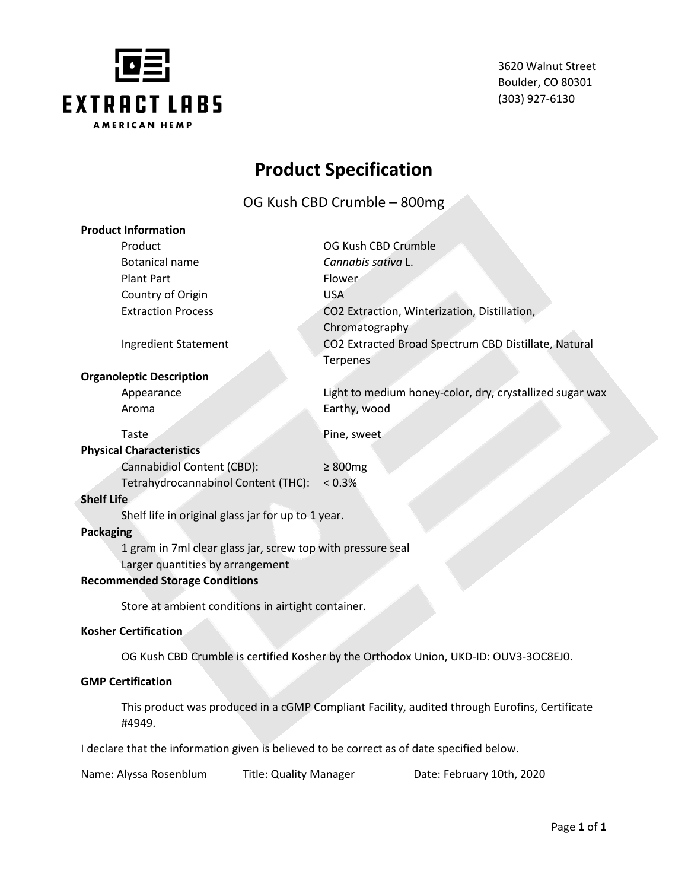EXTRACT LABS

AMERICAN HEMP

3620 Walnut Street
Boulder, CO 80301
(303) 927-6130

# Product Specification

## OG Kush CBD Crumble – 800mg

**Product Information**

| | |
|---|---|
| Product | OG Kush CBD Crumble |
| Botanical name | *Cannabis sativa* L. |
| Plant Part | Flower |
| Country of Origin | USA |
| Extraction Process | $CO_2$ Extraction, Winterization, Distillation, Chromatography |
| Ingredient Statement | $CO_2$ Extracted Broad Spectrum CBD Distillate, Natural Terpenes |

**Organoleptic Description**

| | |
|---|---|
| Appearance | Light to medium honey-color, dry, crystallized sugar wax |
| Aroma | Earthy, wood |
| Taste | Pine, sweet |

**Physical Characteristics**

| | |
|---|---|
| Cannabidiol Content (CBD): | ≥ 800mg |
| Tetrahydrocannabinol Content (THC): | < 0.3% |

**Shelf Life**

Shelf life in original glass jar for up to 1 year.

**Packaging**

1 gram in 7ml clear glass jar, screw top with pressure seal
Larger quantities by arrangement

**Recommended Storage Conditions**

Store at ambient conditions in airtight container.

**Kosher Certification**

OG Kush CBD Crumble is certified Kosher by the Orthodox Union, UKD-ID: OUV3-3OC8EJ0.

**GMP Certification**

This product was produced in a cGMP Compliant Facility, audited through Eurofins, Certificate #4949.

I declare that the information given is believed to be correct as of date specified below.

Name: Alyssa Rosenblum  Title: Quality Manager  Date: February 10th, 2020